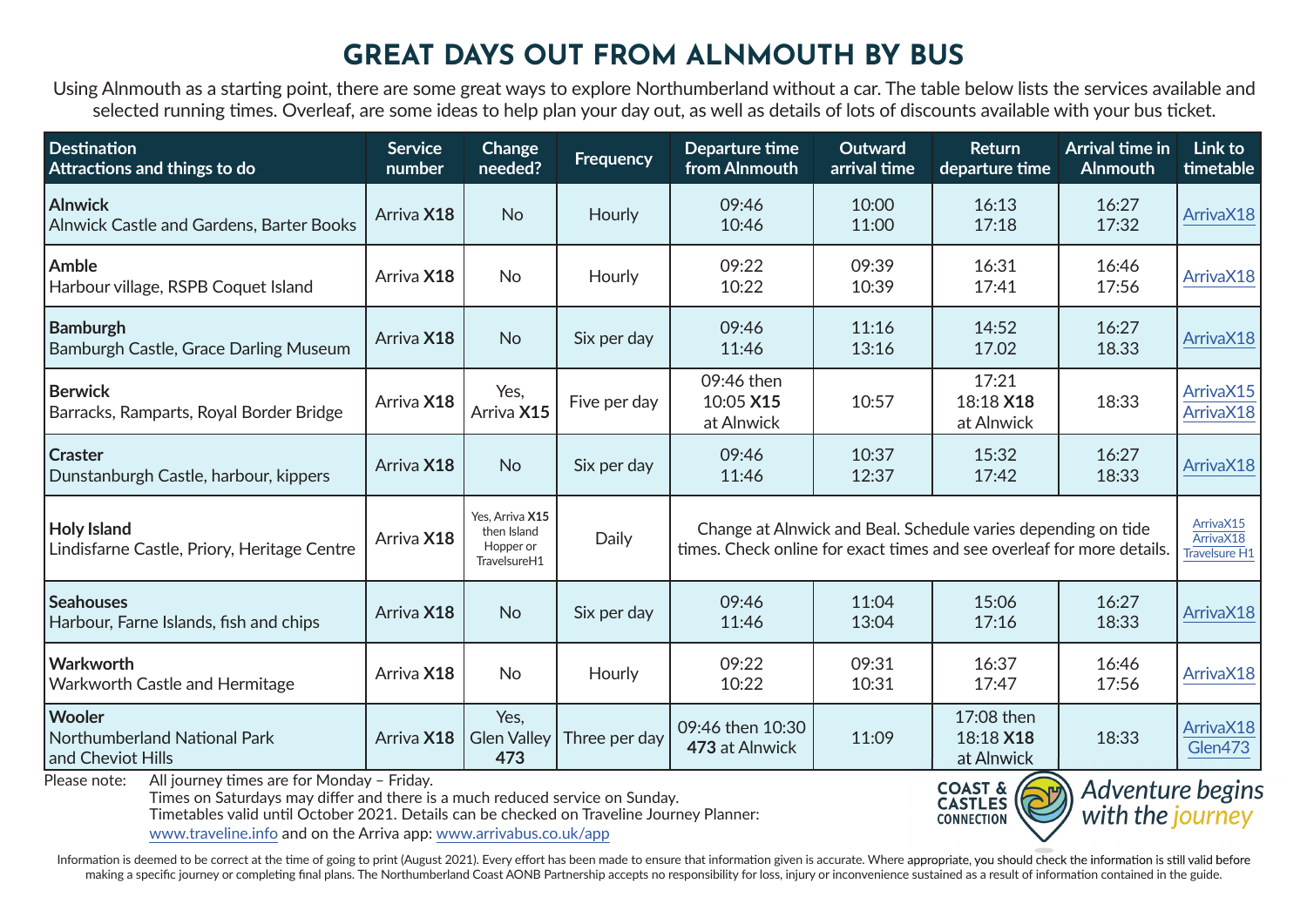# GREAT DAYS OUT FROM ALNMOUTH BY BUS

Using Alnmouth as a starting point, there are some great ways to explore Northumberland without a car. The table below lists the services available and selected running times. Overleaf, are some ideas to help plan your day out, as well as details of lots of discounts available with your bus ticket.

| Destination<br>Attractions and things to do | Service number | Change needed? | Frequency | Departure time from Alnmouth | Outward arrival time | Return departure time | Arrival time in Alnmouth | Link to timetable |
|---|---|---|---|---|---|---|---|---|
| **Alnwick**<br>Alnwick Castle and Gardens, Barter Books | Arriva **X18** | No | Hourly | 09:46<br>10:46 | 10:00<br>11:00 | 16:13<br>17:18 | 16:27<br>17:32 | ArrivaX18 |
| **Amble**<br>Harbour village, RSPB Coquet Island | Arriva **X18** | No | Hourly | 09:22<br>10:22 | 09:39<br>10:39 | 16:31<br>17:41 | 16:46<br>17:56 | ArrivaX18 |
| **Bamburgh**<br>Bamburgh Castle, Grace Darling Museum | Arriva **X18** | No | Six per day | 09:46<br>11:46 | 11:16<br>13:16 | 14:52<br>17.02 | 16:27<br>18.33 | ArrivaX18 |
| **Berwick**<br>Barracks, Ramparts, Royal Border Bridge | Arriva **X18** | Yes, Arriva **X15** | Five per day | 09:46 then 10:05 **X15** at Alnwick | 10:57 | 17:21<br>18:18 **X18** at Alnwick | 18:33 | ArrivaX15<br>ArrivaX18 |
| **Craster**<br>Dunstanburgh Castle, harbour, kippers | Arriva **X18** | No | Six per day | 09:46<br>11:46 | 10:37<br>12:37 | 15:32<br>17:42 | 16:27<br>18:33 | ArrivaX18 |
| **Holy Island**<br>Lindisfarne Castle, Priory, Heritage Centre | Arriva **X18** | Yes, Arriva **X15** then Island Hopper or TravelsureH1 | Daily | Change at Alnwick and Beal. Schedule varies depending on tide times. Check online for exact times and see overleaf for more details. | | | | ArrivaX15<br>ArrivaX18<br>Travelsure H1 |
| **Seahouses**<br>Harbour, Farne Islands, fish and chips | Arriva **X18** | No | Six per day | 09:46<br>11:46 | 11:04<br>13:04 | 15:06<br>17:16 | 16:27<br>18:33 | ArrivaX18 |
| **Warkworth**<br>Warkworth Castle and Hermitage | Arriva **X18** | No | Hourly | 09:22<br>10:22 | 09:31<br>10:31 | 16:37<br>17:47 | 16:46<br>17:56 | ArrivaX18 |
| **Wooler**<br>Northumberland National Park and Cheviot Hills | Arriva **X18** | Yes, Glen Valley **473** | Three per day | 09:46 then 10:30 **473** at Alnwick | 11:09 | 17:08 then 18:18 **X18** at Alnwick | 18:33 | ArrivaX18<br>Glen473 |

Please note: All journey times are for Monday – Friday.
Times on Saturdays may differ and there is a much reduced service on Sunday.
Timetables valid until October 2021. Details can be checked on Traveline Journey Planner: www.traveline.info and on the Arriva app: www.arrivabus.co.uk/app

COAST & CASTLES CONNECTION

*Adventure begins with the journey*

Information is deemed to be correct at the time of going to print (August 2021). Every effort has been made to ensure that information given is accurate. Where appropriate, you should check the information is still valid before making a specific journey or completing final plans. The Northumberland Coast AONB Partnership accepts no responsibility for loss, injury or inconvenience sustained as a result of information contained in the guide.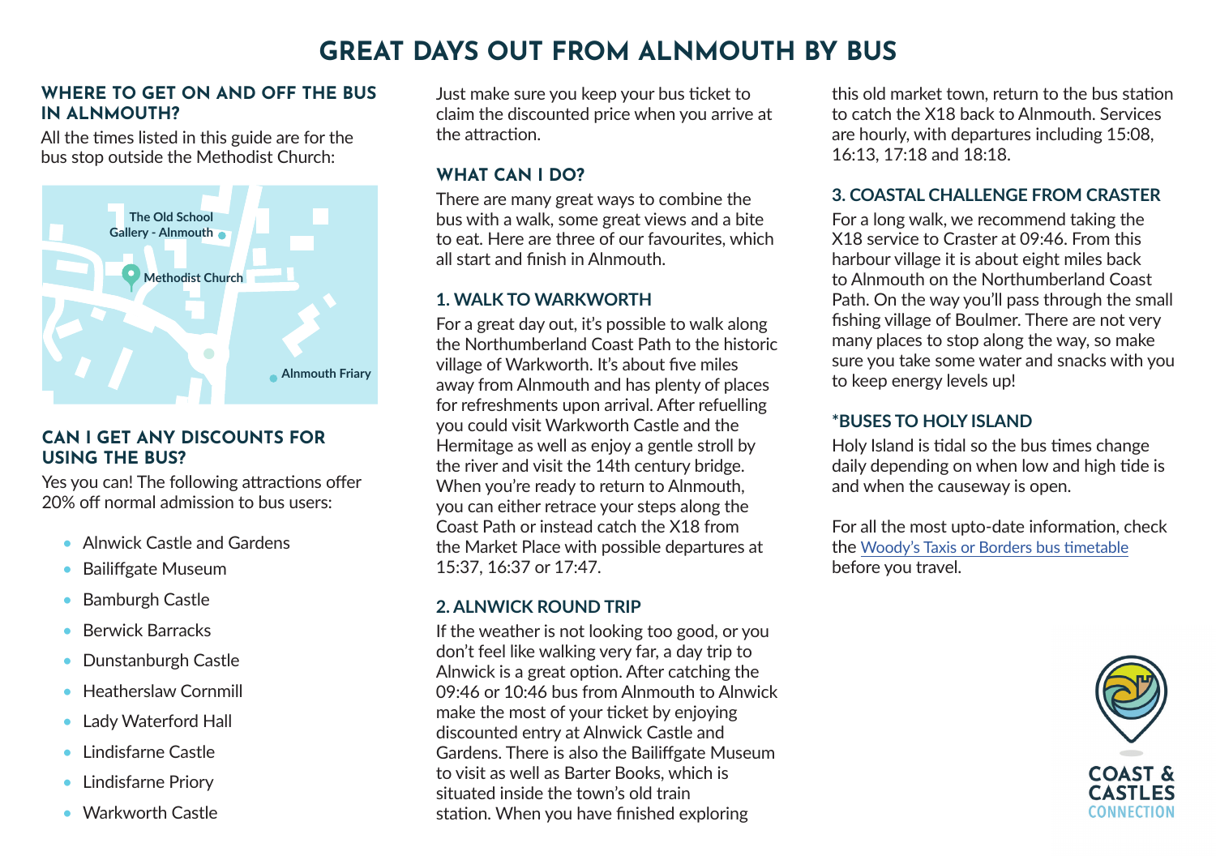# GREAT DAYS OUT FROM ALNMOUTH BY BUS

## WHERE TO GET ON AND OFF THE BUS IN ALNMOUTH?

All the times listed in this guide are for the bus stop outside the Methodist Church:

The Old School Gallery - Alnmouth

Methodist Church

Alnmouth Friary

## CAN I GET ANY DISCOUNTS FOR USING THE BUS?

Yes you can! The following attractions offer 20% off normal admission to bus users:

- Alnwick Castle and Gardens
- Bailiffgate Museum
- Bamburgh Castle
- Berwick Barracks
- Dunstanburgh Castle
- Heatherslaw Cornmill
- Lady Waterford Hall
- Lindisfarne Castle
- Lindisfarne Priory
- Warkworth Castle

Just make sure you keep your bus ticket to claim the discounted price when you arrive at the attraction.

## WHAT CAN I DO?

There are many great ways to combine the bus with a walk, some great views and a bite to eat. Here are three of our favourites, which all start and finish in Alnmouth.

### 1. WALK TO WARKWORTH

For a great day out, it's possible to walk along the Northumberland Coast Path to the historic village of Warkworth. It's about five miles away from Alnmouth and has plenty of places for refreshments upon arrival. After refuelling you could visit Warkworth Castle and the Hermitage as well as enjoy a gentle stroll by the river and visit the 14th century bridge. When you're ready to return to Alnmouth, you can either retrace your steps along the Coast Path or instead catch the X18 from the Market Place with possible departures at 15:37, 16:37 or 17:47.

### 2. ALNWICK ROUND TRIP

If the weather is not looking too good, or you don't feel like walking very far, a day trip to Alnwick is a great option. After catching the 09:46 or 10:46 bus from Alnmouth to Alnwick make the most of your ticket by enjoying discounted entry at Alnwick Castle and Gardens. There is also the Bailiffgate Museum to visit as well as Barter Books, which is situated inside the town's old train station. When you have finished exploring this old market town, return to the bus station to catch the X18 back to Alnmouth. Services are hourly, with departures including 15:08, 16:13, 17:18 and 18:18.

### 3. COASTAL CHALLENGE FROM CRASTER

For a long walk, we recommend taking the X18 service to Craster at 09:46. From this harbour village it is about eight miles back to Alnmouth on the Northumberland Coast Path. On the way you'll pass through the small fishing village of Boulmer. There are not very many places to stop along the way, so make sure you take some water and snacks with you to keep energy levels up!

### *BUSES TO HOLY ISLAND

Holy Island is tidal so the bus times change daily depending on when low and high tide is and when the causeway is open.

For all the most upto-date information, check the Woody's Taxis or Borders bus timetable before you travel.

COAST & CASTLES CONNECTION